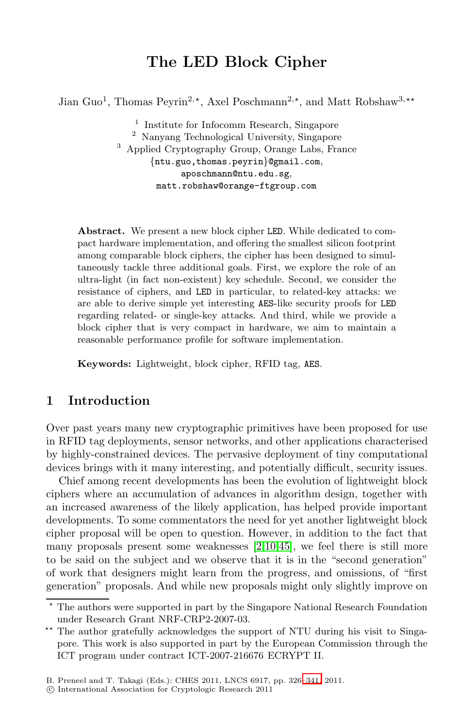# The LED Block Cipher

Jian Guo[1], Thomas Peyrin[2,⋆], Axel Poschmann[2,⋆], and Matt Robshaw[3,⋆⋆]

[1] Institute for Infocomm Research, Singapore
[2] Nanyang Technological University, Singapore
[3] Applied Cryptography Group, Orange Labs, France
{ntu.guo,thomas.peyrin}@gmail.com,
aposchmann@ntu.edu.sg,
matt.robshaw@orange-ftgroup.com

**Abstract.** We present a new block cipher LED. While dedicated to compact hardware implementation, and offering the smallest silicon footprint among comparable block ciphers, the cipher has been designed to simultaneously tackle three additional goals. First, we explore the role of an ultra-light (in fact non-existent) key schedule. Second, we consider the resistance of ciphers, and LED in particular, to related-key attacks: we are able to derive simple yet interesting AES-like security proofs for LED regarding related- or single-key attacks. And third, while we provide a block cipher that is very compact in hardware, we aim to maintain a reasonable performance profile for software implementation.

**Keywords:** Lightweight, block cipher, RFID tag, AES.

## 1 Introduction

Over past years many new cryptographic primitives have been proposed for use in RFID tag deployments, sensor networks, and other applications characterised by highly-constrained devices. The pervasive deployment of tiny computational devices brings with it many interesting, and potentially difficult, security issues.

Chief among recent developments has been the evolution of lightweight block ciphers where an accumulation of advances in algorithm design, together with an increased awareness of the likely application, has helped provide important developments. To some commentators the need for yet another lightweight block cipher proposal will be open to question. However, in addition to the fact that many proposals present some weaknesses [2,10,45], we feel there is still more to be said on the subject and we observe that it is in the "second generation" of work that designers might learn from the progress, and omissions, of "first generation" proposals. And while new proposals might only slightly improve on

⋆ The authors were supported in part by the Singapore National Research Foundation under Research Grant NRF-CRP2-2007-03.

⋆⋆ The author gratefully acknowledges the support of NTU during his visit to Singapore. This work is also supported in part by the European Commission through the ICT program under contract ICT-2007-216676 ECRYPT II.

B. Preneel and T. Takagi (Eds.): CHES 2011, LNCS 6917, pp. 326–341, 2011.
© International Association for Cryptologic Research 2011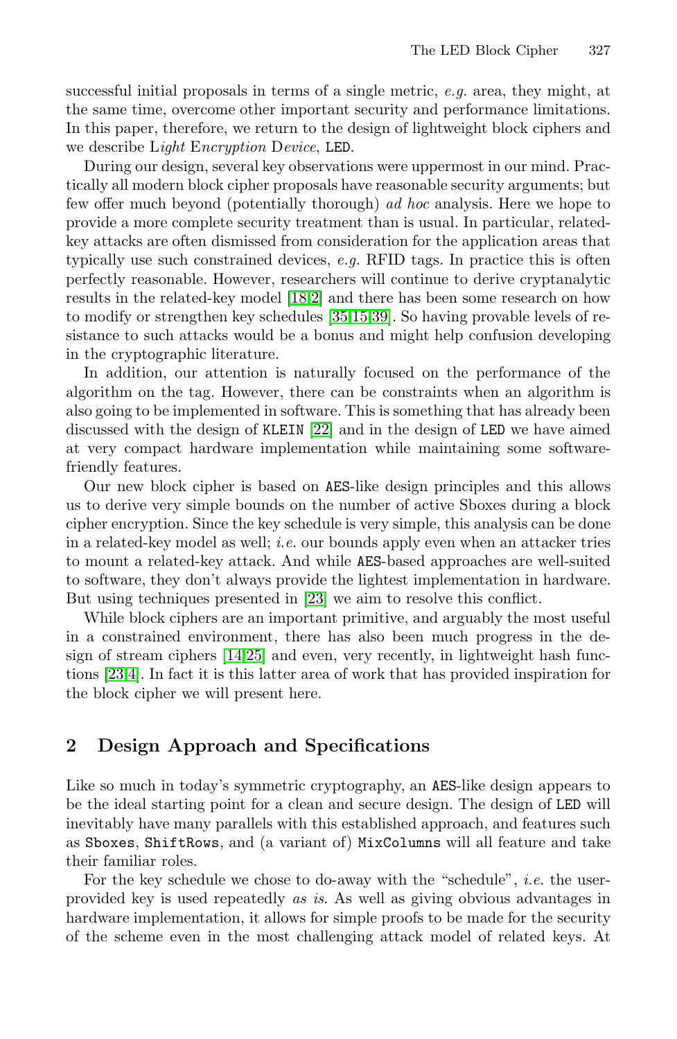successful initial proposals in terms of a single metric, *e.g.* area, they might, at the same time, overcome other important security and performance limitations. In this paper, therefore, we return to the design of lightweight block ciphers and we describe L*ight* E*ncryption* D*evice*, LED.

During our design, several key observations were uppermost in our mind. Practically all modern block cipher proposals have reasonable security arguments; but few offer much beyond (potentially thorough) *ad hoc* analysis. Here we hope to provide a more complete security treatment than is usual. In particular, related-key attacks are often dismissed from consideration for the application areas that typically use such constrained devices, *e.g.* RFID tags. In practice this is often perfectly reasonable. However, researchers will continue to derive cryptanalytic results in the related-key model [18,2] and there has been some research on how to modify or strengthen key schedules [35,15,39]. So having provable levels of resistance to such attacks would be a bonus and might help confusion developing in the cryptographic literature.

In addition, our attention is naturally focused on the performance of the algorithm on the tag. However, there can be constraints when an algorithm is also going to be implemented in software. This is something that has already been discussed with the design of KLEIN [22] and in the design of LED we have aimed at very compact hardware implementation while maintaining some software-friendly features.

Our new block cipher is based on AES-like design principles and this allows us to derive very simple bounds on the number of active Sboxes during a block cipher encryption. Since the key schedule is very simple, this analysis can be done in a related-key model as well; *i.e.* our bounds apply even when an attacker tries to mount a related-key attack. And while AES-based approaches are well-suited to software, they don't always provide the lightest implementation in hardware. But using techniques presented in [23] we aim to resolve this conflict.

While block ciphers are an important primitive, and arguably the most useful in a constrained environment, there has also been much progress in the design of stream ciphers [14,25] and even, very recently, in lightweight hash functions [23,4]. In fact it is this latter area of work that has provided inspiration for the block cipher we will present here.

## 2 Design Approach and Specifications

Like so much in today's symmetric cryptography, an AES-like design appears to be the ideal starting point for a clean and secure design. The design of LED will inevitably have many parallels with this established approach, and features such as Sboxes, ShiftRows, and (a variant of) MixColumns will all feature and take their familiar roles.

For the key schedule we chose to do-away with the "schedule", *i.e.* the user-provided key is used repeatedly *as is*. As well as giving obvious advantages in hardware implementation, it allows for simple proofs to be made for the security of the scheme even in the most challenging attack model of related keys. At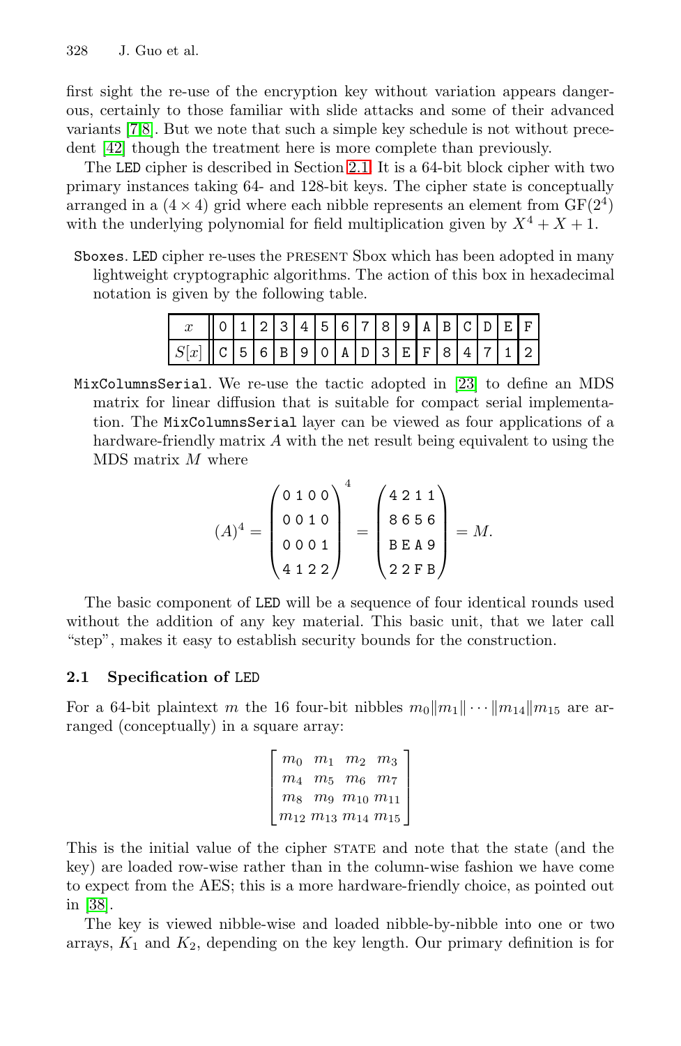first sight the re-use of the encryption key without variation appears dangerous, certainly to those familiar with slide attacks and some of their advanced variants [7,8]. But we note that such a simple key schedule is not without precedent [42] though the treatment here is more complete than previously.

The LED cipher is described in Section 2.1. It is a 64-bit block cipher with two primary instances taking 64- and 128-bit keys. The cipher state is conceptually arranged in a $(4 \times 4)$ grid where each nibble represents an element from $\mathrm{GF}(2^4)$ with the underlying polynomial for field multiplication given by $X^4 + X + 1$.

Sboxes. LED cipher re-uses the PRESENT Sbox which has been adopted in many lightweight cryptographic algorithms. The action of this box in hexadecimal notation is given by the following table.

| $x$ | 0 | 1 | 2 | 3 | 4 | 5 | 6 | 7 | 8 | 9 | A | B | C | D | E | F |
|---|---|---|---|---|---|---|---|---|---|---|---|---|---|---|---|---|
| $S[x]$ | C | 5 | 6 | B | 9 | 0 | A | D | 3 | E | F | 8 | 4 | 7 | 1 | 2 |

MixColumnsSerial. We re-use the tactic adopted in [23] to define an MDS matrix for linear diffusion that is suitable for compact serial implementation. The MixColumnsSerial layer can be viewed as four applications of a hardware-friendly matrix $A$ with the net result being equivalent to using the MDS matrix $M$ where

$$(A)^4 = \begin{pmatrix} 0 & 1 & 0 & 0 \\ 0 & 0 & 1 & 0 \\ 0 & 0 & 0 & 1 \\ 4 & 1 & 2 & 2 \end{pmatrix}^4 = \begin{pmatrix} 4 & 2 & 1 & 1 \\ 8 & 6 & 5 & 6 \\ B & E & A & 9 \\ 2 & 2 & F & B \end{pmatrix} = M.$$

The basic component of LED will be a sequence of four identical rounds used without the addition of any key material. This basic unit, that we later call "step", makes it easy to establish security bounds for the construction.

### 2.1 Specification of LED

For a 64-bit plaintext $m$ the 16 four-bit nibbles $m_0 \| m_1 \| \cdots \| m_{14} \| m_{15}$ are arranged (conceptually) in a square array:

$$\begin{bmatrix} m_0 & m_1 & m_2 & m_3 \\ m_4 & m_5 & m_6 & m_7 \\ m_8 & m_9 & m_{10} & m_{11} \\ m_{12} & m_{13} & m_{14} & m_{15} \end{bmatrix}$$

This is the initial value of the cipher STATE and note that the state (and the key) are loaded row-wise rather than in the column-wise fashion we have come to expect from the AES; this is a more hardware-friendly choice, as pointed out in [38].

The key is viewed nibble-wise and loaded nibble-by-nibble into one or two arrays, $K_1$ and $K_2$, depending on the key length. Our primary definition is for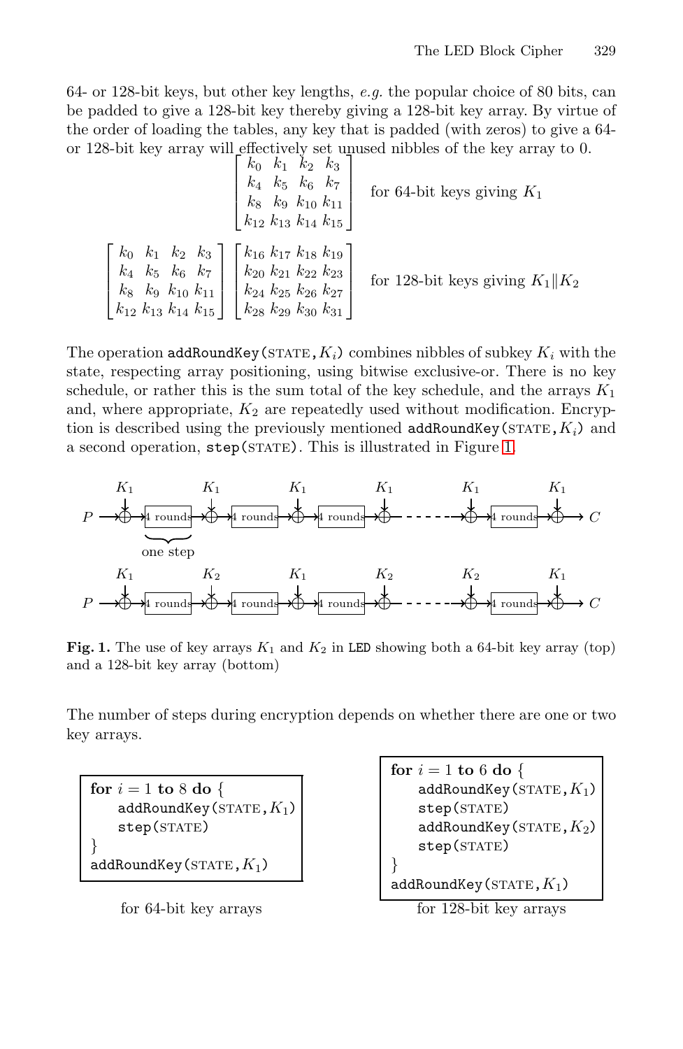64- or 128-bit keys, but other key lengths, *e.g.* the popular choice of 80 bits, can be padded to give a 128-bit key thereby giving a 128-bit key array. By virtue of the order of loading the tables, any key that is padded (with zeros) to give a 64- or 128-bit key array will effectively set unused nibbles of the key array to 0.

$$\begin{bmatrix} k_0 & k_1 & k_2 & k_3 \\ k_4 & k_5 & k_6 & k_7 \\ k_8 & k_9 & k_{10} & k_{11} \\ k_{12} & k_{13} & k_{14} & k_{15} \end{bmatrix} \quad \text{for 64-bit keys giving } K_1$$

$$\begin{bmatrix} k_0 & k_1 & k_2 & k_3 \\ k_4 & k_5 & k_6 & k_7 \\ k_8 & k_9 & k_{10} & k_{11} \\ k_{12} & k_{13} & k_{14} & k_{15} \end{bmatrix} \begin{bmatrix} k_{16} & k_{17} & k_{18} & k_{19} \\ k_{20} & k_{21} & k_{22} & k_{23} \\ k_{24} & k_{25} & k_{26} & k_{27} \\ k_{28} & k_{29} & k_{30} & k_{31} \end{bmatrix} \quad \text{for 128-bit keys giving } K_1 \| K_2$$

The operation addRoundKey(STATE, $K_i$) combines nibbles of subkey $K_i$ with the state, respecting array positioning, using bitwise exclusive-or. There is no key schedule, or rather this is the sum total of the key schedule, and the arrays $K_1$ and, where appropriate, $K_2$ are repeatedly used without modification. Encryption is described using the previously mentioned addRoundKey(STATE, $K_i$) and a second operation, step(STATE). This is illustrated in Figure 1.

**Fig. 1.** The use of key arrays $K_1$ and $K_2$ in LED showing both a 64-bit key array (top) and a 128-bit key array (bottom)

The number of steps during encryption depends on whether there are one or two key arrays.

```
for i = 1 to 8 do {
    addRoundKey(STATE, K1)
    step(STATE)
}
addRoundKey(STATE, K1)
```

for 64-bit key arrays

```
for i = 1 to 6 do {
    addRoundKey(STATE, K1)
    step(STATE)
    addRoundKey(STATE, K2)
    step(STATE)
}
addRoundKey(STATE, K1)
```

for 128-bit key arrays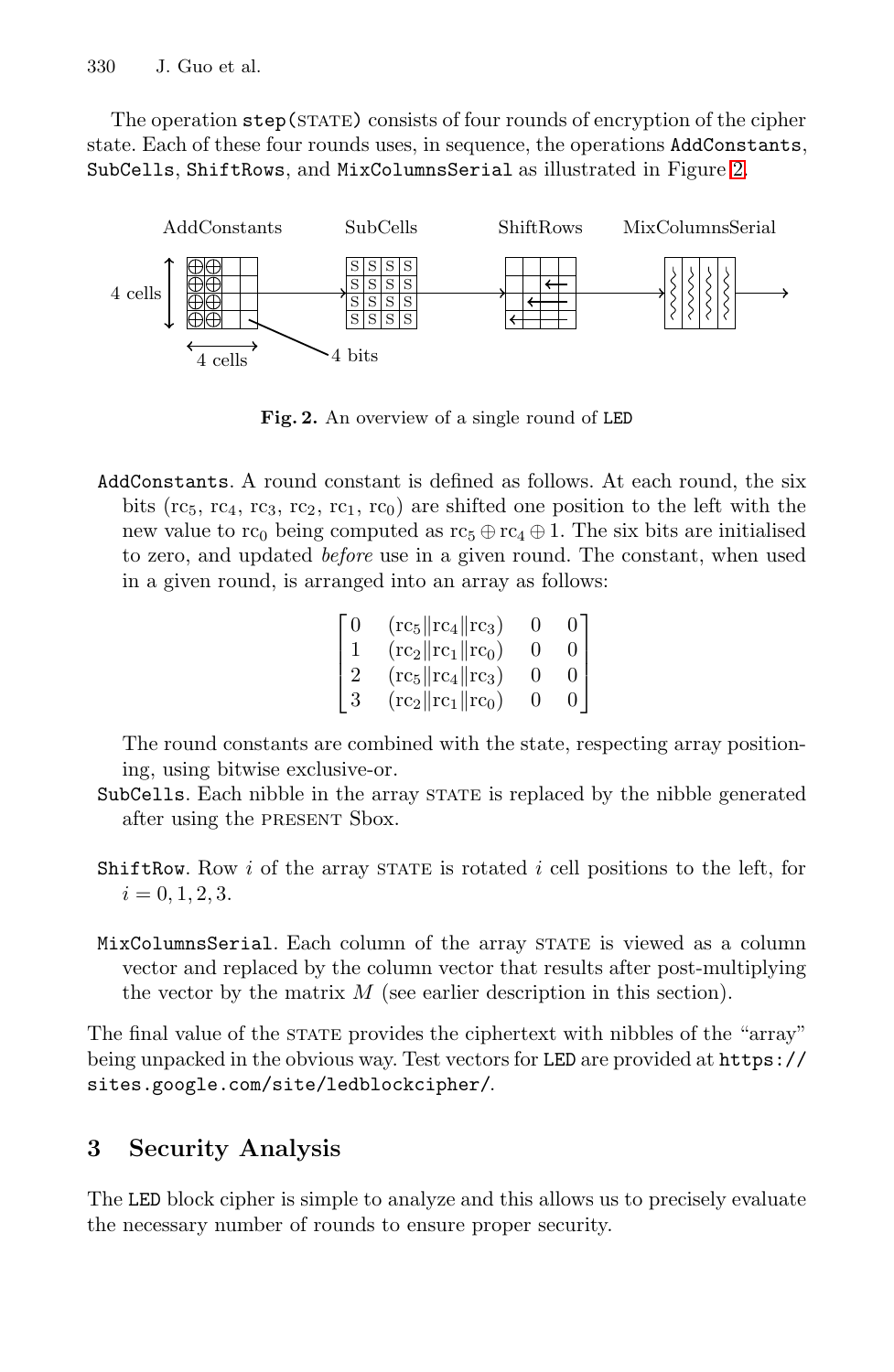The operation `step(STATE)` consists of four rounds of encryption of the cipher state. Each of these four rounds uses, in sequence, the operations `AddConstants`, `SubCells`, `ShiftRows`, and `MixColumnsSerial` as illustrated in Figure 2.

**Fig. 2.** An overview of a single round of LED

- `AddConstants`. A round constant is defined as follows. At each round, the six bits $(\mathrm{rc}_5, \mathrm{rc}_4, \mathrm{rc}_3, \mathrm{rc}_2, \mathrm{rc}_1, \mathrm{rc}_0)$ are shifted one position to the left with the new value to $\mathrm{rc}_0$ being computed as $\mathrm{rc}_5 \oplus \mathrm{rc}_4 \oplus 1$. The six bits are initialised to zero, and updated *before* use in a given round. The constant, when used in a given round, is arranged into an array as follows:

$$\begin{bmatrix} 0 & (\mathrm{rc}_5 \| \mathrm{rc}_4 \| \mathrm{rc}_3) & 0 & 0 \\ 1 & (\mathrm{rc}_2 \| \mathrm{rc}_1 \| \mathrm{rc}_0) & 0 & 0 \\ 2 & (\mathrm{rc}_5 \| \mathrm{rc}_4 \| \mathrm{rc}_3) & 0 & 0 \\ 3 & (\mathrm{rc}_2 \| \mathrm{rc}_1 \| \mathrm{rc}_0) & 0 & 0 \end{bmatrix}$$

  The round constants are combined with the state, respecting array positioning, using bitwise exclusive-or.
- `SubCells`. Each nibble in the array STATE is replaced by the nibble generated after using the PRESENT Sbox.
- `ShiftRow`. Row $i$ of the array STATE is rotated $i$ cell positions to the left, for $i = 0, 1, 2, 3$.
- `MixColumnsSerial`. Each column of the array STATE is viewed as a column vector and replaced by the column vector that results after post-multiplying the vector by the matrix $M$ (see earlier description in this section).

The final value of the STATE provides the ciphertext with nibbles of the "array" being unpacked in the obvious way. Test vectors for LED are provided at `https://sites.google.com/site/ledblockcipher/`.

## 3 Security Analysis

The LED block cipher is simple to analyze and this allows us to precisely evaluate the necessary number of rounds to ensure proper security.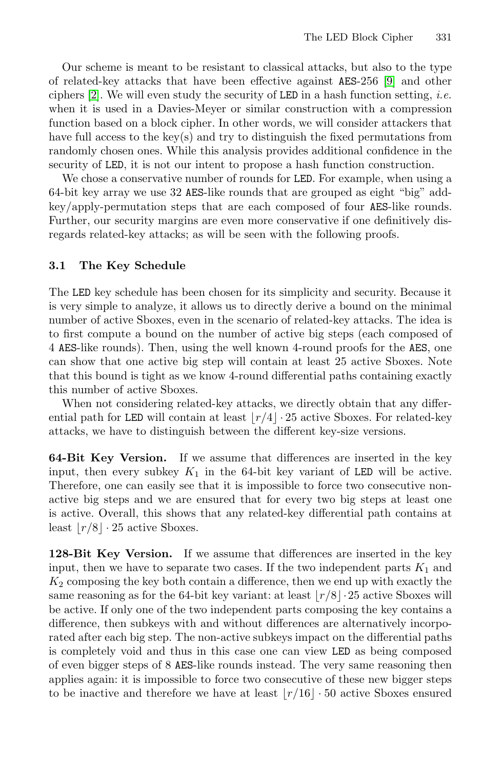Our scheme is meant to be resistant to classical attacks, but also to the type of related-key attacks that have been effective against AES-256 [9] and other ciphers [2]. We will even study the security of LED in a hash function setting, *i.e.* when it is used in a Davies-Meyer or similar construction with a compression function based on a block cipher. In other words, we will consider attackers that have full access to the key(s) and try to distinguish the fixed permutations from randomly chosen ones. While this analysis provides additional confidence in the security of LED, it is not our intent to propose a hash function construction.

We chose a conservative number of rounds for LED. For example, when using a 64-bit key array we use 32 AES-like rounds that are grouped as eight "big" add-key/apply-permutation steps that are each composed of four AES-like rounds. Further, our security margins are even more conservative if one definitively disregards related-key attacks; as will be seen with the following proofs.

### 3.1 The Key Schedule

The LED key schedule has been chosen for its simplicity and security. Because it is very simple to analyze, it allows us to directly derive a bound on the minimal number of active Sboxes, even in the scenario of related-key attacks. The idea is to first compute a bound on the number of active big steps (each composed of 4 AES-like rounds). Then, using the well known 4-round proofs for the AES, one can show that one active big step will contain at least 25 active Sboxes. Note that this bound is tight as we know 4-round differential paths containing exactly this number of active Sboxes.

When not considering related-key attacks, we directly obtain that any differential path for LED will contain at least $\lfloor r/4 \rfloor \cdot 25$ active Sboxes. For related-key attacks, we have to distinguish between the different key-size versions.

**64-Bit Key Version.** If we assume that differences are inserted in the key input, then every subkey $K_1$ in the 64-bit key variant of LED will be active. Therefore, one can easily see that it is impossible to force two consecutive non-active big steps and we are ensured that for every two big steps at least one is active. Overall, this shows that any related-key differential path contains at least $\lfloor r/8 \rfloor \cdot 25$ active Sboxes.

**128-Bit Key Version.** If we assume that differences are inserted in the key input, then we have to separate two cases. If the two independent parts $K_1$ and $K_2$ composing the key both contain a difference, then we end up with exactly the same reasoning as for the 64-bit key variant: at least $\lfloor r/8 \rfloor \cdot 25$ active Sboxes will be active. If only one of the two independent parts composing the key contains a difference, then subkeys with and without differences are alternatively incorporated after each big step. The non-active subkeys impact on the differential paths is completely void and thus in this case one can view LED as being composed of even bigger steps of 8 AES-like rounds instead. The very same reasoning then applies again: it is impossible to force two consecutive of these new bigger steps to be inactive and therefore we have at least $\lfloor r/16 \rfloor \cdot 50$ active Sboxes ensured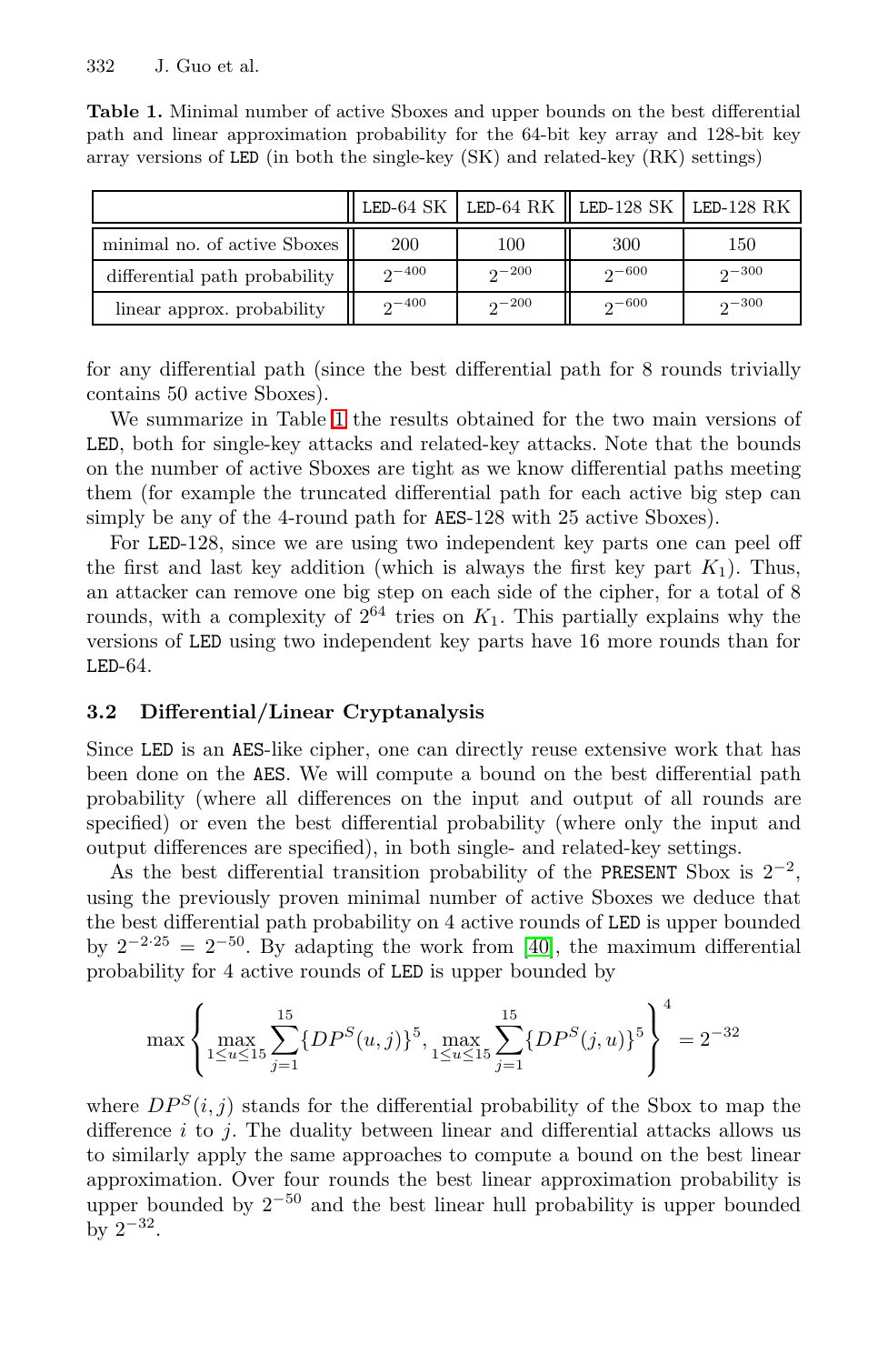**Table 1.** Minimal number of active Sboxes and upper bounds on the best differential path and linear approximation probability for the 64-bit key array and 128-bit key array versions of LED (in both the single-key (SK) and related-key (RK) settings)

| | LED-64 SK | LED-64 RK | LED-128 SK | LED-128 RK |
|---|---|---|---|---|
| minimal no. of active Sboxes | 200 | 100 | 300 | 150 |
| differential path probability | $2^{-400}$ | $2^{-200}$ | $2^{-600}$ | $2^{-300}$ |
| linear approx. probability | $2^{-400}$ | $2^{-200}$ | $2^{-600}$ | $2^{-300}$ |

for any differential path (since the best differential path for 8 rounds trivially contains 50 active Sboxes).

We summarize in Table 1 the results obtained for the two main versions of LED, both for single-key attacks and related-key attacks. Note that the bounds on the number of active Sboxes are tight as we know differential paths meeting them (for example the truncated differential path for each active big step can simply be any of the 4-round path for AES-128 with 25 active Sboxes).

For LED-128, since we are using two independent key parts one can peel off the first and last key addition (which is always the first key part $K_1$). Thus, an attacker can remove one big step on each side of the cipher, for a total of 8 rounds, with a complexity of $2^{64}$ tries on $K_1$. This partially explains why the versions of LED using two independent key parts have 16 more rounds than for LED-64.

### 3.2 Differential/Linear Cryptanalysis

Since LED is an AES-like cipher, one can directly reuse extensive work that has been done on the AES. We will compute a bound on the best differential path probability (where all differences on the input and output of all rounds are specified) or even the best differential probability (where only the input and output differences are specified), in both single- and related-key settings.

As the best differential transition probability of the PRESENT Sbox is $2^{-2}$, using the previously proven minimal number of active Sboxes we deduce that the best differential path probability on 4 active rounds of LED is upper bounded by $2^{-2 \cdot 25} = 2^{-50}$. By adapting the work from [40], the maximum differential probability for 4 active rounds of LED is upper bounded by

$$\max\left\{ \max_{1 \leq u \leq 15} \sum_{j=1}^{15} \{DP^S(u,j)\}^5, \max_{1 \leq u \leq 15} \sum_{j=1}^{15} \{DP^S(j,u)\}^5 \right\}^4 = 2^{-32}$$

where $DP^S(i,j)$ stands for the differential probability of the Sbox to map the difference $i$ to $j$. The duality between linear and differential attacks allows us to similarly apply the same approaches to compute a bound on the best linear approximation. Over four rounds the best linear approximation probability is upper bounded by $2^{-50}$ and the best linear hull probability is upper bounded by $2^{-32}$.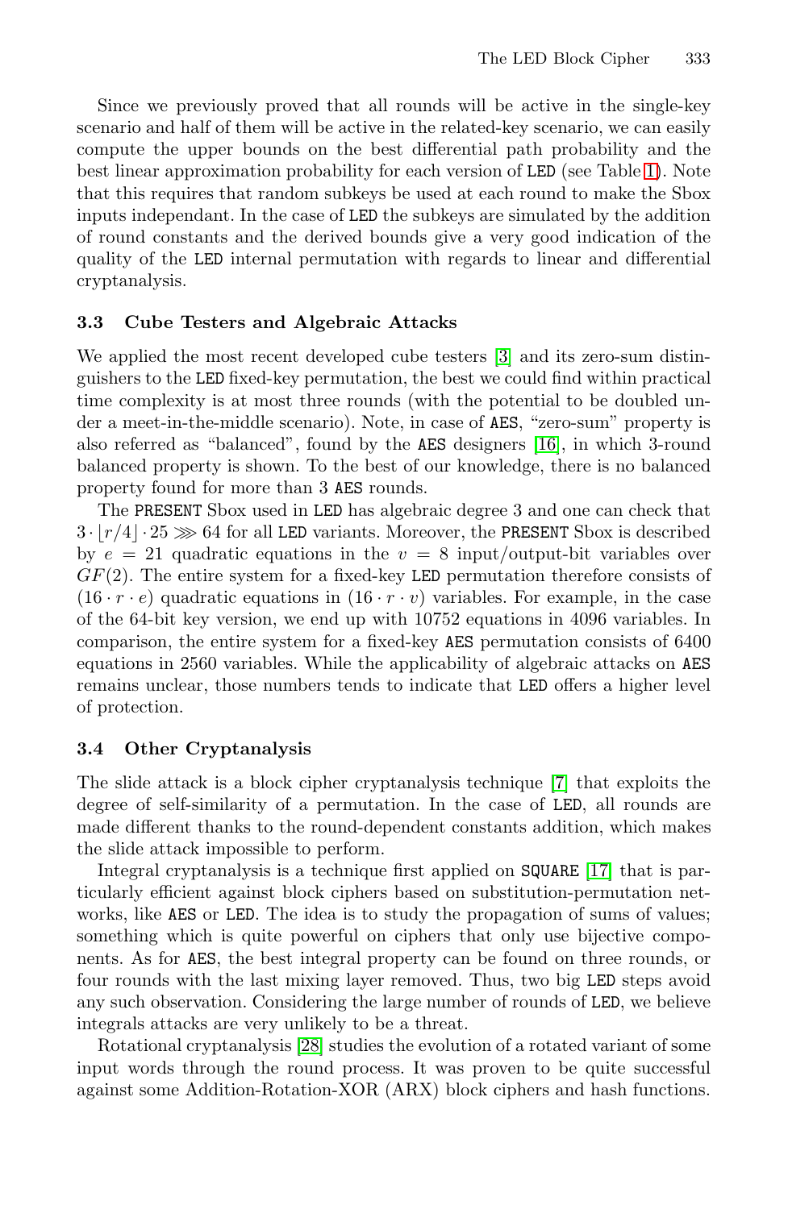Since we previously proved that all rounds will be active in the single-key scenario and half of them will be active in the related-key scenario, we can easily compute the upper bounds on the best differential path probability and the best linear approximation probability for each version of LED (see Table 1). Note that this requires that random subkeys be used at each round to make the Sbox inputs independant. In the case of LED the subkeys are simulated by the addition of round constants and the derived bounds give a very good indication of the quality of the LED internal permutation with regards to linear and differential cryptanalysis.

### 3.3 Cube Testers and Algebraic Attacks

We applied the most recent developed cube testers [3] and its zero-sum distinguishers to the LED fixed-key permutation, the best we could find within practical time complexity is at most three rounds (with the potential to be doubled under a meet-in-the-middle scenario). Note, in case of AES, "zero-sum" property is also referred as "balanced", found by the AES designers [16], in which 3-round balanced property is shown. To the best of our knowledge, there is no balanced property found for more than 3 AES rounds.

The PRESENT Sbox used in LED has algebraic degree 3 and one can check that $3 \cdot \lfloor r/4 \rfloor \cdot 25 \ggg 64$ for all LED variants. Moreover, the PRESENT Sbox is described by $e = 21$ quadratic equations in the $v = 8$ input/output-bit variables over $GF(2)$. The entire system for a fixed-key LED permutation therefore consists of $(16 \cdot r \cdot e)$ quadratic equations in $(16 \cdot r \cdot v)$ variables. For example, in the case of the 64-bit key version, we end up with 10752 equations in 4096 variables. In comparison, the entire system for a fixed-key AES permutation consists of 6400 equations in 2560 variables. While the applicability of algebraic attacks on AES remains unclear, those numbers tends to indicate that LED offers a higher level of protection.

### 3.4 Other Cryptanalysis

The slide attack is a block cipher cryptanalysis technique [7] that exploits the degree of self-similarity of a permutation. In the case of LED, all rounds are made different thanks to the round-dependent constants addition, which makes the slide attack impossible to perform.

Integral cryptanalysis is a technique first applied on SQUARE [17] that is particularly efficient against block ciphers based on substitution-permutation networks, like AES or LED. The idea is to study the propagation of sums of values; something which is quite powerful on ciphers that only use bijective components. As for AES, the best integral property can be found on three rounds, or four rounds with the last mixing layer removed. Thus, two big LED steps avoid any such observation. Considering the large number of rounds of LED, we believe integrals attacks are very unlikely to be a threat.

Rotational cryptanalysis [28] studies the evolution of a rotated variant of some input words through the round process. It was proven to be quite successful against some Addition-Rotation-XOR (ARX) block ciphers and hash functions.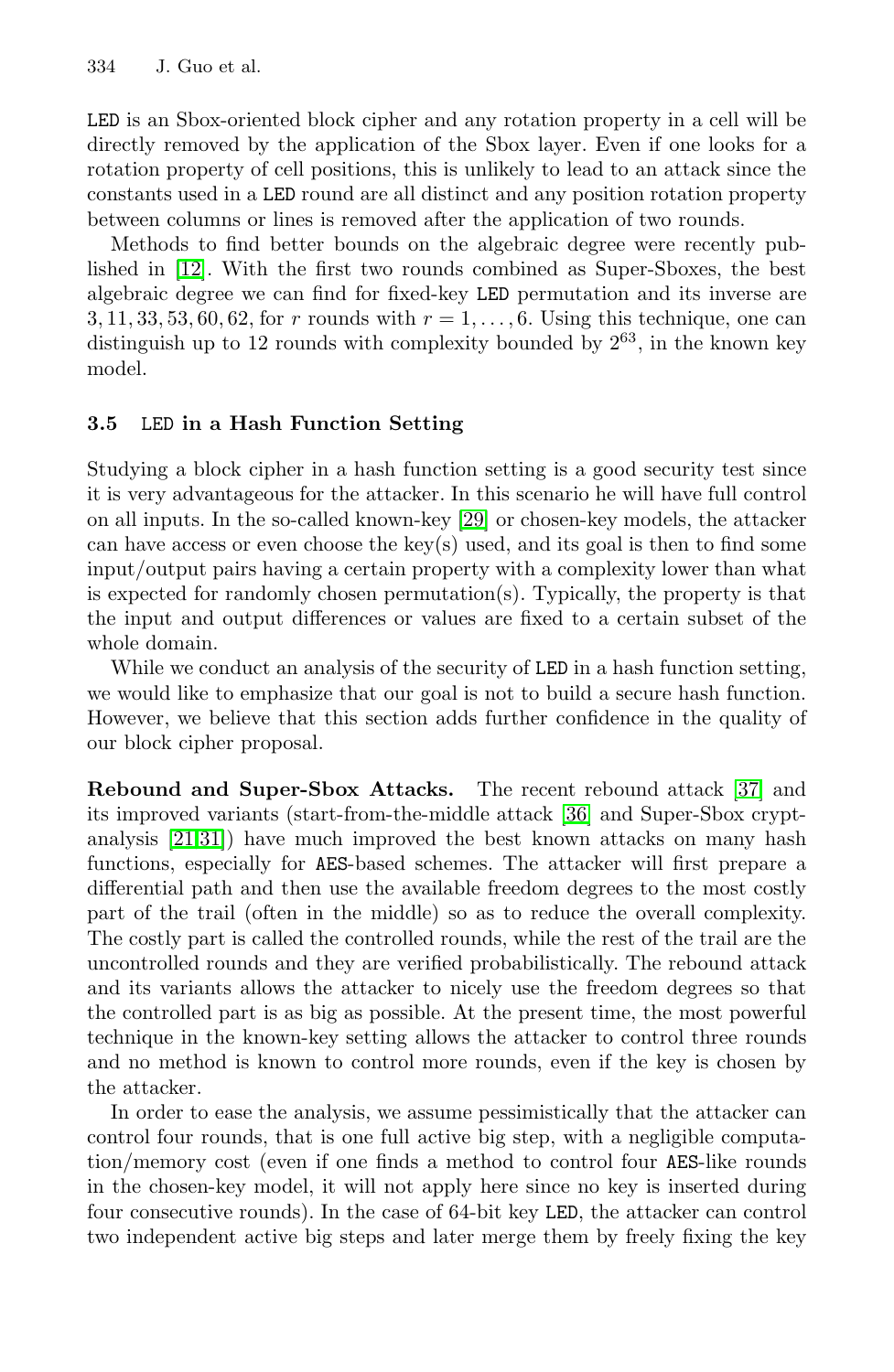LED is an Sbox-oriented block cipher and any rotation property in a cell will be directly removed by the application of the Sbox layer. Even if one looks for a rotation property of cell positions, this is unlikely to lead to an attack since the constants used in a LED round are all distinct and any position rotation property between columns or lines is removed after the application of two rounds.

Methods to find better bounds on the algebraic degree were recently published in [12]. With the first two rounds combined as Super-Sboxes, the best algebraic degree we can find for fixed-key LED permutation and its inverse are $3, 11, 33, 53, 60, 62$, for $r$ rounds with $r = 1, \ldots, 6$. Using this technique, one can distinguish up to 12 rounds with complexity bounded by $2^{63}$, in the known key model.

### 3.5 LED in a Hash Function Setting

Studying a block cipher in a hash function setting is a good security test since it is very advantageous for the attacker. In this scenario he will have full control on all inputs. In the so-called known-key [29] or chosen-key models, the attacker can have access or even choose the key(s) used, and its goal is then to find some input/output pairs having a certain property with a complexity lower than what is expected for randomly chosen permutation(s). Typically, the property is that the input and output differences or values are fixed to a certain subset of the whole domain.

While we conduct an analysis of the security of LED in a hash function setting, we would like to emphasize that our goal is not to build a secure hash function. However, we believe that this section adds further confidence in the quality of our block cipher proposal.

**Rebound and Super-Sbox Attacks.** The recent rebound attack [37] and its improved variants (start-from-the-middle attack [36] and Super-Sbox cryptanalysis [21,31]) have much improved the best known attacks on many hash functions, especially for AES-based schemes. The attacker will first prepare a differential path and then use the available freedom degrees to the most costly part of the trail (often in the middle) so as to reduce the overall complexity. The costly part is called the controlled rounds, while the rest of the trail are the uncontrolled rounds and they are verified probabilistically. The rebound attack and its variants allows the attacker to nicely use the freedom degrees so that the controlled part is as big as possible. At the present time, the most powerful technique in the known-key setting allows the attacker to control three rounds and no method is known to control more rounds, even if the key is chosen by the attacker.

In order to ease the analysis, we assume pessimistically that the attacker can control four rounds, that is one full active big step, with a negligible computation/memory cost (even if one finds a method to control four AES-like rounds in the chosen-key model, it will not apply here since no key is inserted during four consecutive rounds). In the case of 64-bit key LED, the attacker can control two independent active big steps and later merge them by freely fixing the key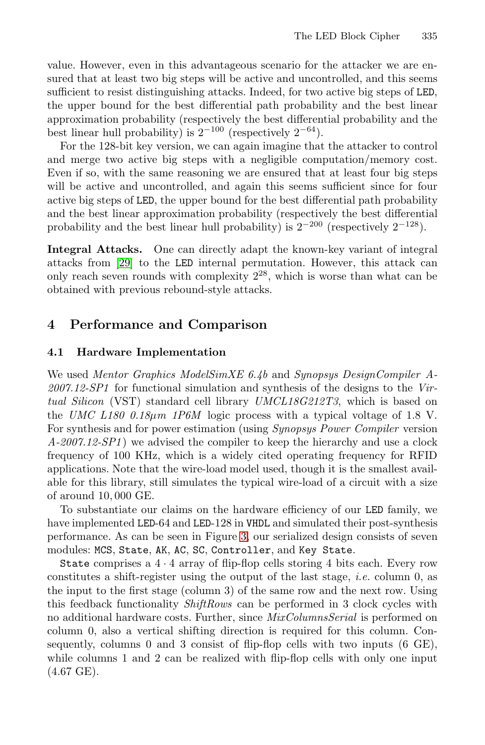value. However, even in this advantageous scenario for the attacker we are ensured that at least two big steps will be active and uncontrolled, and this seems sufficient to resist distinguishing attacks. Indeed, for two active big steps of LED, the upper bound for the best differential path probability and the best linear approximation probability (respectively the best differential probability and the best linear hull probability) is $2^{-100}$ (respectively $2^{-64}$).

For the 128-bit key version, we can again imagine that the attacker to control and merge two active big steps with a negligible computation/memory cost. Even if so, with the same reasoning we are ensured that at least four big steps will be active and uncontrolled, and again this seems sufficient since for four active big steps of LED, the upper bound for the best differential path probability and the best linear approximation probability (respectively the best differential probability and the best linear hull probability) is $2^{-200}$ (respectively $2^{-128}$).

**Integral Attacks.** One can directly adapt the known-key variant of integral attacks from [29] to the LED internal permutation. However, this attack can only reach seven rounds with complexity $2^{28}$, which is worse than what can be obtained with previous rebound-style attacks.

## 4 Performance and Comparison

### 4.1 Hardware Implementation

We used *Mentor Graphics ModelSimXE 6.4b* and *Synopsys DesignCompiler A-2007.12-SP1* for functional simulation and synthesis of the designs to the *Virtual Silicon* (VST) standard cell library *UMCL18G212T3*, which is based on the *UMC L180 0.18µm 1P6M* logic process with a typical voltage of 1.8 V. For synthesis and for power estimation (using *Synopsys Power Compiler* version *A-2007.12-SP1*) we advised the compiler to keep the hierarchy and use a clock frequency of 100 KHz, which is a widely cited operating frequency for RFID applications. Note that the wire-load model used, though it is the smallest available for this library, still simulates the typical wire-load of a circuit with a size of around 10,000 GE.

To substantiate our claims on the hardware efficiency of our LED family, we have implemented LED-64 and LED-128 in VHDL and simulated their post-synthesis performance. As can be seen in Figure 3, our serialized design consists of seven modules: MCS, State, AK, AC, SC, Controller, and Key State.

State comprises a $4 \cdot 4$ array of flip-flop cells storing 4 bits each. Every row constitutes a shift-register using the output of the last stage, *i.e.* column 0, as the input to the first stage (column 3) of the same row and the next row. Using this feedback functionality *ShiftRows* can be performed in 3 clock cycles with no additional hardware costs. Further, since *MixColumnsSerial* is performed on column 0, also a vertical shifting direction is required for this column. Consequently, columns 0 and 3 consist of flip-flop cells with two inputs (6 GE), while columns 1 and 2 can be realized with flip-flop cells with only one input (4.67 GE).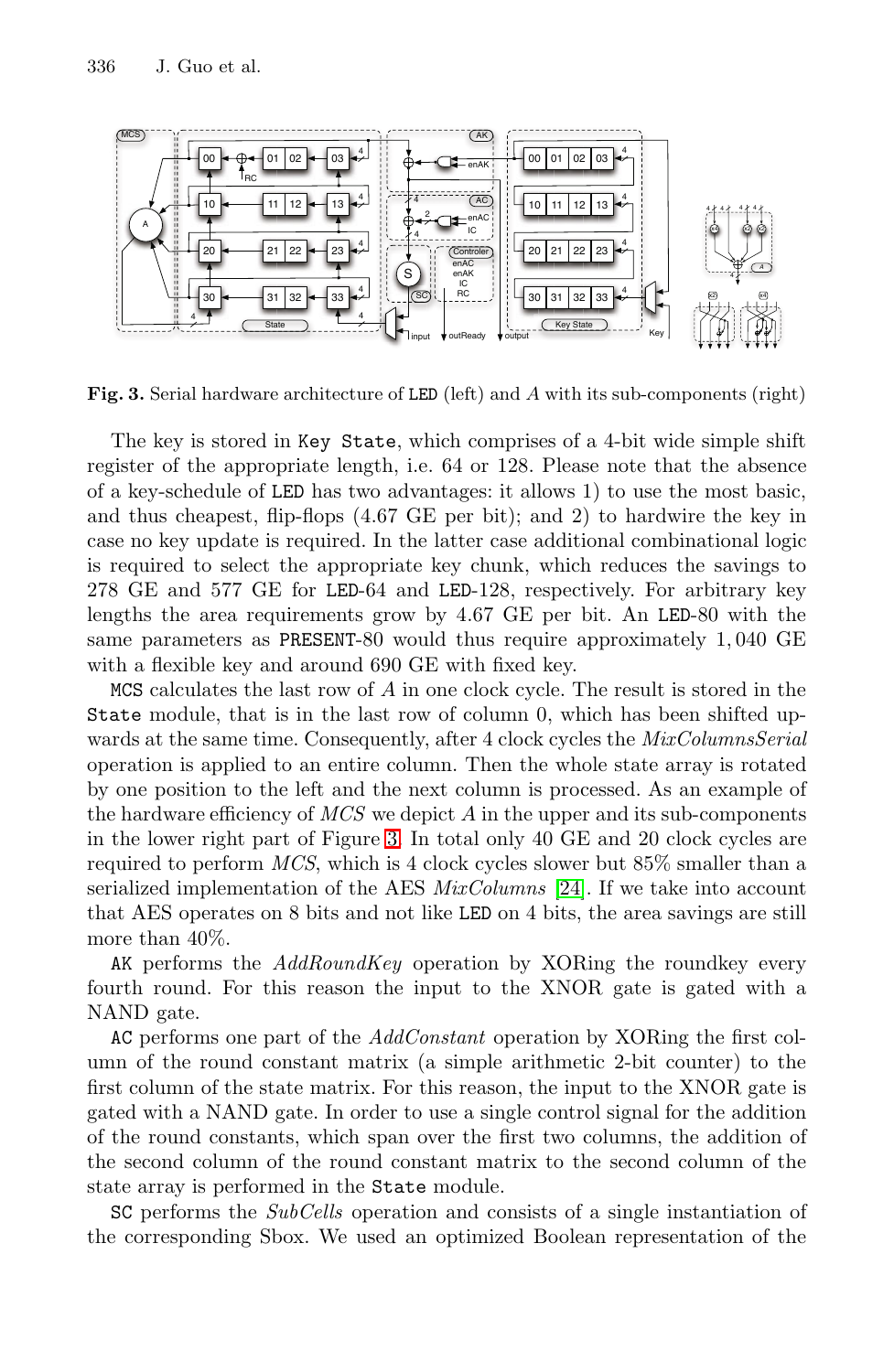**Fig. 3.** Serial hardware architecture of LED (left) and $A$ with its sub-components (right)

The key is stored in Key State, which comprises of a 4-bit wide simple shift register of the appropriate length, i.e. 64 or 128. Please note that the absence of a key-schedule of LED has two advantages: it allows 1) to use the most basic, and thus cheapest, flip-flops (4.67 GE per bit); and 2) to hardwire the key in case no key update is required. In the latter case additional combinational logic is required to select the appropriate key chunk, which reduces the savings to 278 GE and 577 GE for LED-64 and LED-128, respectively. For arbitrary key lengths the area requirements grow by 4.67 GE per bit. An LED-80 with the same parameters as PRESENT-80 would thus require approximately 1,040 GE with a flexible key and around 690 GE with fixed key.

MCS calculates the last row of $A$ in one clock cycle. The result is stored in the State module, that is in the last row of column 0, which has been shifted upwards at the same time. Consequently, after 4 clock cycles the *MixColumnsSerial* operation is applied to an entire column. Then the whole state array is rotated by one position to the left and the next column is processed. As an example of the hardware efficiency of *MCS* we depict $A$ in the upper and its sub-components in the lower right part of Figure 3. In total only 40 GE and 20 clock cycles are required to perform *MCS*, which is 4 clock cycles slower but 85% smaller than a serialized implementation of the AES *MixColumns* [24]. If we take into account that AES operates on 8 bits and not like LED on 4 bits, the area savings are still more than 40%.

AK performs the *AddRoundKey* operation by XORing the roundkey every fourth round. For this reason the input to the XNOR gate is gated with a NAND gate.

AC performs one part of the *AddConstant* operation by XORing the first column of the round constant matrix (a simple arithmetic 2-bit counter) to the first column of the state matrix. For this reason, the input to the XNOR gate is gated with a NAND gate. In order to use a single control signal for the addition of the round constants, which span over the first two columns, the addition of the second column of the round constant matrix to the second column of the state array is performed in the State module.

SC performs the *SubCells* operation and consists of a single instantiation of the corresponding Sbox. We used an optimized Boolean representation of the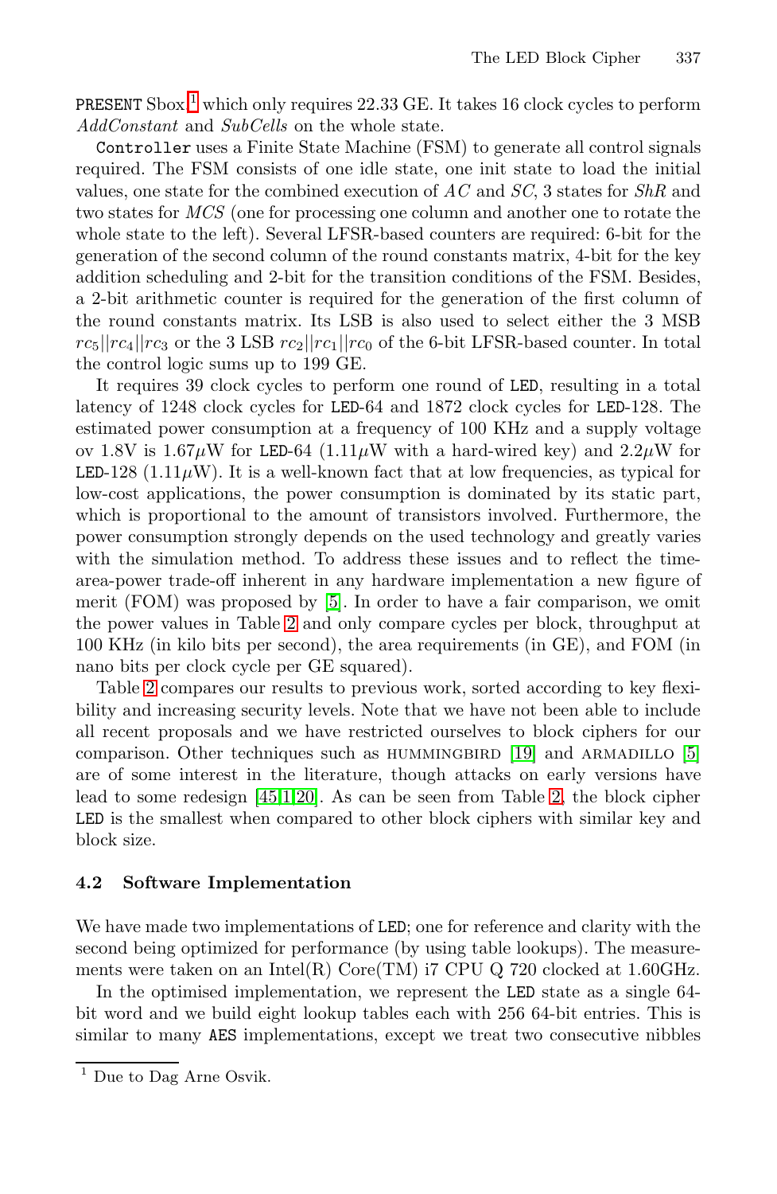PRESENT Sbox[1] which only requires 22.33 GE. It takes 16 clock cycles to perform *AddConstant* and *SubCells* on the whole state.

Controller uses a Finite State Machine (FSM) to generate all control signals required. The FSM consists of one idle state, one init state to load the initial values, one state for the combined execution of $AC$ and $SC$, 3 states for $ShR$ and two states for $MCS$ (one for processing one column and another one to rotate the whole state to the left). Several LFSR-based counters are required: 6-bit for the generation of the second column of the round constants matrix, 4-bit for the key addition scheduling and 2-bit for the transition conditions of the FSM. Besides, a 2-bit arithmetic counter is required for the generation of the first column of the round constants matrix. Its LSB is also used to select either the 3 MSB $rc_5||rc_4||rc_3$ or the 3 LSB $rc_2||rc_1||rc_0$ of the 6-bit LFSR-based counter. In total the control logic sums up to 199 GE.

It requires 39 clock cycles to perform one round of LED, resulting in a total latency of 1248 clock cycles for LED-64 and 1872 clock cycles for LED-128. The estimated power consumption at a frequency of 100 KHz and a supply voltage ov 1.8V is 1.67$\mu$W for LED-64 (1.11$\mu$W with a hard-wired key) and 2.2$\mu$W for LED-128 (1.11$\mu$W). It is a well-known fact that at low frequencies, as typical for low-cost applications, the power consumption is dominated by its static part, which is proportional to the amount of transistors involved. Furthermore, the power consumption strongly depends on the used technology and greatly varies with the simulation method. To address these issues and to reflect the time-area-power trade-off inherent in any hardware implementation a new figure of merit (FOM) was proposed by [5]. In order to have a fair comparison, we omit the power values in Table 2 and only compare cycles per block, throughput at 100 KHz (in kilo bits per second), the area requirements (in GE), and FOM (in nano bits per clock cycle per GE squared).

Table 2 compares our results to previous work, sorted according to key flexibility and increasing security levels. Note that we have not been able to include all recent proposals and we have restricted ourselves to block ciphers for our comparison. Other techniques such as HUMMINGBIRD [19] and ARMADILLO [5] are of some interest in the literature, though attacks on early versions have lead to some redesign [45,1,20]. As can be seen from Table 2, the block cipher LED is the smallest when compared to other block ciphers with similar key and block size.

### 4.2 Software Implementation

We have made two implementations of LED; one for reference and clarity with the second being optimized for performance (by using table lookups). The measurements were taken on an Intel(R) Core(TM) i7 CPU Q 720 clocked at 1.60GHz.

In the optimised implementation, we represent the LED state as a single 64-bit word and we build eight lookup tables each with 256 64-bit entries. This is similar to many AES implementations, except we treat two consecutive nibbles

[1] Due to Dag Arne Osvik.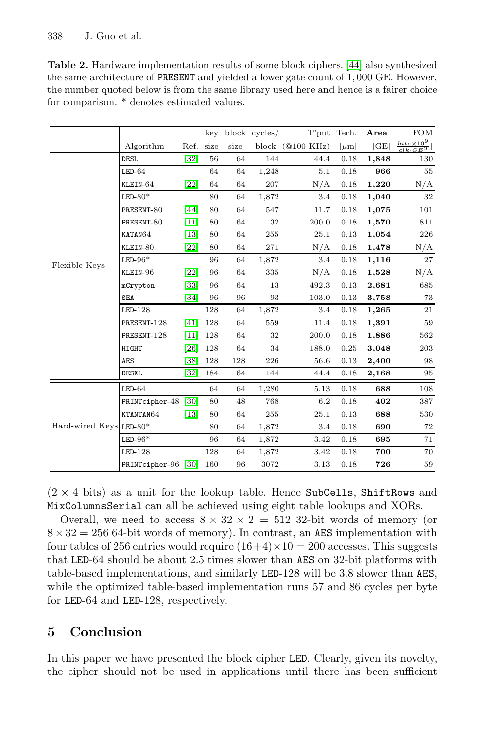**Table 2.** Hardware implementation results of some block ciphers. [44] also synthesized the same architecture of PRESENT and yielded a lower gate count of 1,000 GE. However, the number quoted below is from the same library used here and hence is a fairer choice for comparison. * denotes estimated values.

| | Algorithm | Ref. | key size | block size | cycles/ block | T'put (@100 KHz) | Tech. [$\mu$m] | **Area** [GE] | FOM [$\frac{bits \times 10^9}{clk \cdot GE^2}$] |
|---|---|---|---|---|---|---|---|---|---|
| Flexible Keys | DESL | [32] | 56 | 64 | 144 | 44.4 | 0.18 | **1,848** | 130 |
| | LED-64 | | 64 | 64 | 1,248 | 5.1 | 0.18 | **966** | 55 |
| | KLEIN-64 | [22] | 64 | 64 | 207 | N/A | 0.18 | **1,220** | N/A |
| | LED-80* | | 80 | 64 | 1,872 | 3.4 | 0.18 | **1,040** | 32 |
| | PRESENT-80 | [44] | 80 | 64 | 547 | 11.7 | 0.18 | **1,075** | 101 |
| | PRESENT-80 | [11] | 80 | 64 | 32 | 200.0 | 0.18 | **1,570** | 811 |
| | KATAN64 | [13] | 80 | 64 | 255 | 25.1 | 0.13 | **1,054** | 226 |
| | KLEIN-80 | [22] | 80 | 64 | 271 | N/A | 0.18 | **1,478** | N/A |
| | LED-96* | | 96 | 64 | 1,872 | 3.4 | 0.18 | **1,116** | 27 |
| | KLEIN-96 | [22] | 96 | 64 | 335 | N/A | 0.18 | **1,528** | N/A |
| | mCrypton | [33] | 96 | 64 | 13 | 492.3 | 0.13 | **2,681** | 685 |
| | SEA | [34] | 96 | 96 | 93 | 103.0 | 0.13 | **3,758** | 73 |
| | LED-128 | | 128 | 64 | 1,872 | 3.4 | 0.18 | **1,265** | 21 |
| | PRESENT-128 | [41] | 128 | 64 | 559 | 11.4 | 0.18 | **1,391** | 59 |
| | PRESENT-128 | [11] | 128 | 64 | 32 | 200.0 | 0.18 | **1,886** | 562 |
| | HIGHT | [26] | 128 | 64 | 34 | 188.0 | 0.25 | **3,048** | 203 |
| | AES | [38] | 128 | 128 | 226 | 56.6 | 0.13 | **2,400** | 98 |
| | DESXL | [32] | 184 | 64 | 144 | 44.4 | 0.18 | **2,168** | 95 |
| Hard-wired Keys | LED-64 | | 64 | 64 | 1,280 | 5.13 | 0.18 | **688** | 108 |
| | PRINTcipher-48 | [30] | 80 | 48 | 768 | 6.2 | 0.18 | **402** | 387 |
| | KTANTAN64 | [13] | 80 | 64 | 255 | 25.1 | 0.13 | **688** | 530 |
| | LED-80* | | 80 | 64 | 1,872 | 3.4 | 0.18 | **690** | 72 |
| | LED-96* | | 96 | 64 | 1,872 | 3,42 | 0.18 | **695** | 71 |
| | LED-128 | | 128 | 64 | 1,872 | 3.42 | 0.18 | **700** | 70 |
| | PRINTcipher-96 | [30] | 160 | 96 | 3072 | 3.13 | 0.18 | **726** | 59 |

($2 \times 4$ bits) as a unit for the lookup table. Hence SubCells, ShiftRows and MixColumnsSerial can all be achieved using eight table lookups and XORs.

Overall, we need to access $8 \times 32 \times 2 = 512$ 32-bit words of memory (or $8 \times 32 = 256$ 64-bit words of memory). In contrast, an AES implementation with four tables of 256 entries would require $(16+4) \times 10 = 200$ accesses. This suggests that LED-64 should be about 2.5 times slower than AES on 32-bit platforms with table-based implementations, and similarly LED-128 will be 3.8 slower than AES, while the optimized table-based implementation runs 57 and 86 cycles per byte for LED-64 and LED-128, respectively.

## 5 Conclusion

In this paper we have presented the block cipher LED. Clearly, given its novelty, the cipher should not be used in applications until there has been sufficient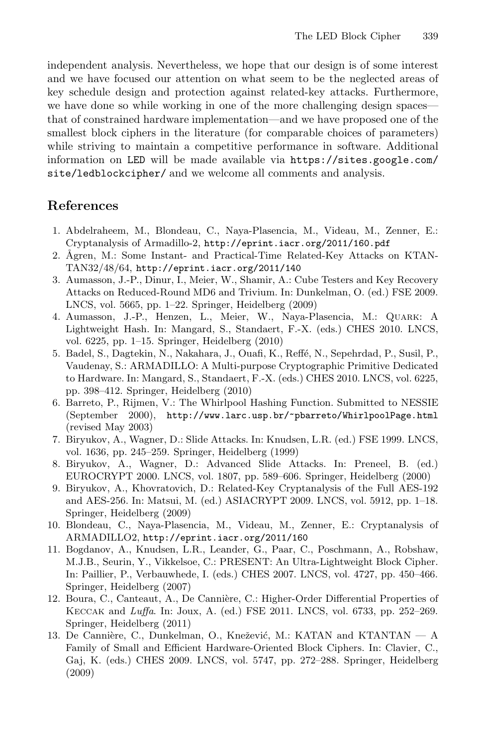independent analysis. Nevertheless, we hope that our design is of some interest and we have focused our attention on what seem to be the neglected areas of key schedule design and protection against related-key attacks. Furthermore, we have done so while working in one of the more challenging design spaces—that of constrained hardware implementation—and we have proposed one of the smallest block ciphers in the literature (for comparable choices of parameters) while striving to maintain a competitive performance in software. Additional information on LED will be made available via https://sites.google.com/site/ledblockcipher/ and we welcome all comments and analysis.

## References

1. Abdelraheem, M., Blondeau, C., Naya-Plasencia, M., Videau, M., Zenner, E.: Cryptanalysis of Armadillo-2, http://eprint.iacr.org/2011/160.pdf
2. Ågren, M.: Some Instant- and Practical-Time Related-Key Attacks on KTANTAN32/48/64, http://eprint.iacr.org/2011/140
3. Aumasson, J.-P., Dinur, I., Meier, W., Shamir, A.: Cube Testers and Key Recovery Attacks on Reduced-Round MD6 and Trivium. In: Dunkelman, O. (ed.) FSE 2009. LNCS, vol. 5665, pp. 1–22. Springer, Heidelberg (2009)
4. Aumasson, J.-P., Henzen, L., Meier, W., Naya-Plasencia, M.: Quark: A Lightweight Hash. In: Mangard, S., Standaert, F.-X. (eds.) CHES 2010. LNCS, vol. 6225, pp. 1–15. Springer, Heidelberg (2010)
5. Badel, S., Dagtekin, N., Nakahara, J., Ouafi, K., Reffé, N., Sepehrdad, P., Susil, P., Vaudenay, S.: ARMADILLO: A Multi-purpose Cryptographic Primitive Dedicated to Hardware. In: Mangard, S., Standaert, F.-X. (eds.) CHES 2010. LNCS, vol. 6225, pp. 398–412. Springer, Heidelberg (2010)
6. Barreto, P., Rijmen, V.: The Whirlpool Hashing Function. Submitted to NESSIE (September 2000), http://www.larc.usp.br/~pbarreto/WhirlpoolPage.html (revised May 2003)
7. Biryukov, A., Wagner, D.: Slide Attacks. In: Knudsen, L.R. (ed.) FSE 1999. LNCS, vol. 1636, pp. 245–259. Springer, Heidelberg (1999)
8. Biryukov, A., Wagner, D.: Advanced Slide Attacks. In: Preneel, B. (ed.) EUROCRYPT 2000. LNCS, vol. 1807, pp. 589–606. Springer, Heidelberg (2000)
9. Biryukov, A., Khovratovich, D.: Related-Key Cryptanalysis of the Full AES-192 and AES-256. In: Matsui, M. (ed.) ASIACRYPT 2009. LNCS, vol. 5912, pp. 1–18. Springer, Heidelberg (2009)
10. Blondeau, C., Naya-Plasencia, M., Videau, M., Zenner, E.: Cryptanalysis of ARMADILLO2, http://eprint.iacr.org/2011/160
11. Bogdanov, A., Knudsen, L.R., Leander, G., Paar, C., Poschmann, A., Robshaw, M.J.B., Seurin, Y., Vikkelsoe, C.: PRESENT: An Ultra-Lightweight Block Cipher. In: Paillier, P., Verbauwhede, I. (eds.) CHES 2007. LNCS, vol. 4727, pp. 450–466. Springer, Heidelberg (2007)
12. Boura, C., Canteaut, A., De Cannière, C.: Higher-Order Differential Properties of Keccak and *Luffa*. In: Joux, A. (ed.) FSE 2011. LNCS, vol. 6733, pp. 252–269. Springer, Heidelberg (2011)
13. De Cannière, C., Dunkelman, O., Knežević, M.: KATAN and KTANTAN — A Family of Small and Efficient Hardware-Oriented Block Ciphers. In: Clavier, C., Gaj, K. (eds.) CHES 2009. LNCS, vol. 5747, pp. 272–288. Springer, Heidelberg (2009)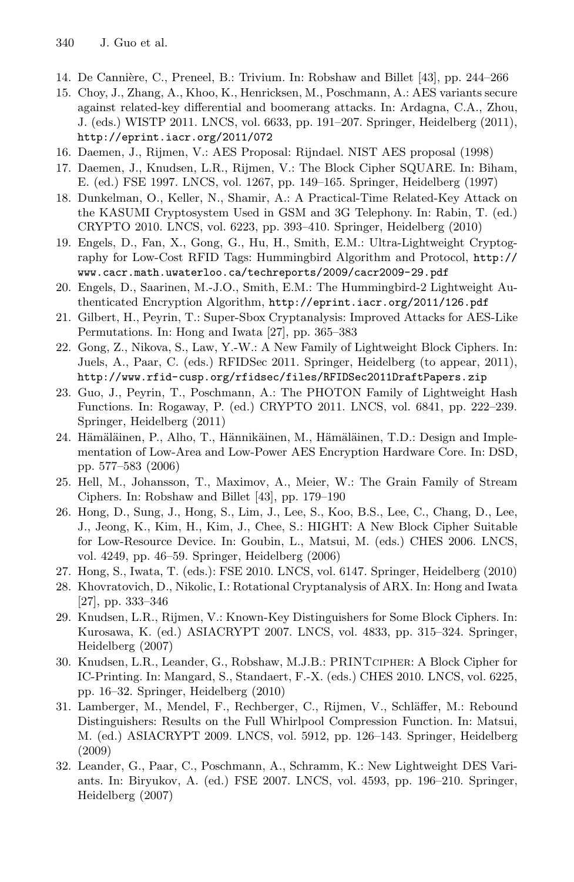14. De Cannière, C., Preneel, B.: Trivium. In: Robshaw and Billet [43], pp. 244–266
15. Choy, J., Zhang, A., Khoo, K., Henricksen, M., Poschmann, A.: AES variants secure against related-key differential and boomerang attacks. In: Ardagna, C.A., Zhou, J. (eds.) WISTP 2011. LNCS, vol. 6633, pp. 191–207. Springer, Heidelberg (2011), http://eprint.iacr.org/2011/072
16. Daemen, J., Rijmen, V.: AES Proposal: Rijndael. NIST AES proposal (1998)
17. Daemen, J., Knudsen, L.R., Rijmen, V.: The Block Cipher SQUARE. In: Biham, E. (ed.) FSE 1997. LNCS, vol. 1267, pp. 149–165. Springer, Heidelberg (1997)
18. Dunkelman, O., Keller, N., Shamir, A.: A Practical-Time Related-Key Attack on the KASUMI Cryptosystem Used in GSM and 3G Telephony. In: Rabin, T. (ed.) CRYPTO 2010. LNCS, vol. 6223, pp. 393–410. Springer, Heidelberg (2010)
19. Engels, D., Fan, X., Gong, G., Hu, H., Smith, E.M.: Ultra-Lightweight Cryptography for Low-Cost RFID Tags: Hummingbird Algorithm and Protocol, http://www.cacr.math.uwaterloo.ca/techreports/2009/cacr2009-29.pdf
20. Engels, D., Saarinen, M.-J.O., Smith, E.M.: The Hummingbird-2 Lightweight Authenticated Encryption Algorithm, http://eprint.iacr.org/2011/126.pdf
21. Gilbert, H., Peyrin, T.: Super-Sbox Cryptanalysis: Improved Attacks for AES-Like Permutations. In: Hong and Iwata [27], pp. 365–383
22. Gong, Z., Nikova, S., Law, Y.-W.: A New Family of Lightweight Block Ciphers. In: Juels, A., Paar, C. (eds.) RFIDSec 2011. Springer, Heidelberg (to appear, 2011), http://www.rfid-cusp.org/rfidsec/files/RFIDSec2011DraftPapers.zip
23. Guo, J., Peyrin, T., Poschmann, A.: The PHOTON Family of Lightweight Hash Functions. In: Rogaway, P. (ed.) CRYPTO 2011. LNCS, vol. 6841, pp. 222–239. Springer, Heidelberg (2011)
24. Hämäläinen, P., Alho, T., Hännikäinen, M., Hämäläinen, T.D.: Design and Implementation of Low-Area and Low-Power AES Encryption Hardware Core. In: DSD, pp. 577–583 (2006)
25. Hell, M., Johansson, T., Maximov, A., Meier, W.: The Grain Family of Stream Ciphers. In: Robshaw and Billet [43], pp. 179–190
26. Hong, D., Sung, J., Hong, S., Lim, J., Lee, S., Koo, B.S., Lee, C., Chang, D., Lee, J., Jeong, K., Kim, H., Kim, J., Chee, S.: HIGHT: A New Block Cipher Suitable for Low-Resource Device. In: Goubin, L., Matsui, M. (eds.) CHES 2006. LNCS, vol. 4249, pp. 46–59. Springer, Heidelberg (2006)
27. Hong, S., Iwata, T. (eds.): FSE 2010. LNCS, vol. 6147. Springer, Heidelberg (2010)
28. Khovratovich, D., Nikolic, I.: Rotational Cryptanalysis of ARX. In: Hong and Iwata [27], pp. 333–346
29. Knudsen, L.R., Rijmen, V.: Known-Key Distinguishers for Some Block Ciphers. In: Kurosawa, K. (ed.) ASIACRYPT 2007. LNCS, vol. 4833, pp. 315–324. Springer, Heidelberg (2007)
30. Knudsen, L.R., Leander, G., Robshaw, M.J.B.: PRINTcipher: A Block Cipher for IC-Printing. In: Mangard, S., Standaert, F.-X. (eds.) CHES 2010. LNCS, vol. 6225, pp. 16–32. Springer, Heidelberg (2010)
31. Lamberger, M., Mendel, F., Rechberger, C., Rijmen, V., Schläffer, M.: Rebound Distinguishers: Results on the Full Whirlpool Compression Function. In: Matsui, M. (ed.) ASIACRYPT 2009. LNCS, vol. 5912, pp. 126–143. Springer, Heidelberg (2009)
32. Leander, G., Paar, C., Poschmann, A., Schramm, K.: New Lightweight DES Variants. In: Biryukov, A. (ed.) FSE 2007. LNCS, vol. 4593, pp. 196–210. Springer, Heidelberg (2007)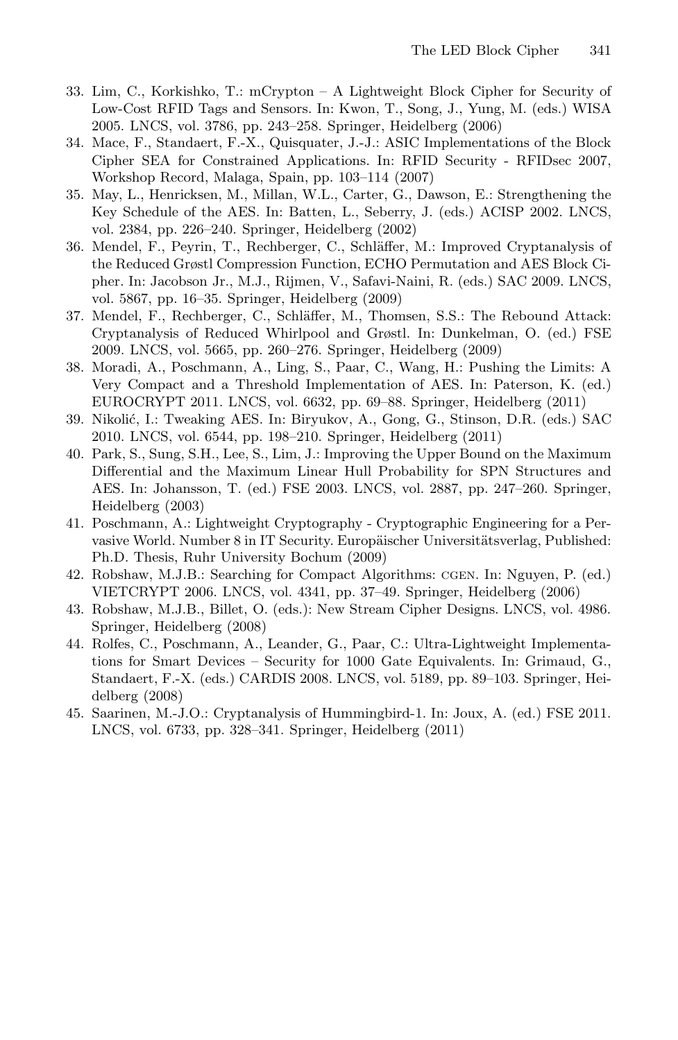33. Lim, C., Korkishko, T.: mCrypton – A Lightweight Block Cipher for Security of Low-Cost RFID Tags and Sensors. In: Kwon, T., Song, J., Yung, M. (eds.) WISA 2005. LNCS, vol. 3786, pp. 243–258. Springer, Heidelberg (2006)
34. Mace, F., Standaert, F.-X., Quisquater, J.-J.: ASIC Implementations of the Block Cipher SEA for Constrained Applications. In: RFID Security - RFIDsec 2007, Workshop Record, Malaga, Spain, pp. 103–114 (2007)
35. May, L., Henricksen, M., Millan, W.L., Carter, G., Dawson, E.: Strengthening the Key Schedule of the AES. In: Batten, L., Seberry, J. (eds.) ACISP 2002. LNCS, vol. 2384, pp. 226–240. Springer, Heidelberg (2002)
36. Mendel, F., Peyrin, T., Rechberger, C., Schläffer, M.: Improved Cryptanalysis of the Reduced Grøstl Compression Function, ECHO Permutation and AES Block Cipher. In: Jacobson Jr., M.J., Rijmen, V., Safavi-Naini, R. (eds.) SAC 2009. LNCS, vol. 5867, pp. 16–35. Springer, Heidelberg (2009)
37. Mendel, F., Rechberger, C., Schläffer, M., Thomsen, S.S.: The Rebound Attack: Cryptanalysis of Reduced Whirlpool and Grøstl. In: Dunkelman, O. (ed.) FSE 2009. LNCS, vol. 5665, pp. 260–276. Springer, Heidelberg (2009)
38. Moradi, A., Poschmann, A., Ling, S., Paar, C., Wang, H.: Pushing the Limits: A Very Compact and a Threshold Implementation of AES. In: Paterson, K. (ed.) EUROCRYPT 2011. LNCS, vol. 6632, pp. 69–88. Springer, Heidelberg (2011)
39. Nikolić, I.: Tweaking AES. In: Biryukov, A., Gong, G., Stinson, D.R. (eds.) SAC 2010. LNCS, vol. 6544, pp. 198–210. Springer, Heidelberg (2011)
40. Park, S., Sung, S.H., Lee, S., Lim, J.: Improving the Upper Bound on the Maximum Differential and the Maximum Linear Hull Probability for SPN Structures and AES. In: Johansson, T. (ed.) FSE 2003. LNCS, vol. 2887, pp. 247–260. Springer, Heidelberg (2003)
41. Poschmann, A.: Lightweight Cryptography - Cryptographic Engineering for a Pervasive World. Number 8 in IT Security. Europäischer Universitätsverlag, Published: Ph.D. Thesis, Ruhr University Bochum (2009)
42. Robshaw, M.J.B.: Searching for Compact Algorithms: CGEN. In: Nguyen, P. (ed.) VIETCRYPT 2006. LNCS, vol. 4341, pp. 37–49. Springer, Heidelberg (2006)
43. Robshaw, M.J.B., Billet, O. (eds.): New Stream Cipher Designs. LNCS, vol. 4986. Springer, Heidelberg (2008)
44. Rolfes, C., Poschmann, A., Leander, G., Paar, C.: Ultra-Lightweight Implementations for Smart Devices – Security for 1000 Gate Equivalents. In: Grimaud, G., Standaert, F.-X. (eds.) CARDIS 2008. LNCS, vol. 5189, pp. 89–103. Springer, Heidelberg (2008)
45. Saarinen, M.-J.O.: Cryptanalysis of Hummingbird-1. In: Joux, A. (ed.) FSE 2011. LNCS, vol. 6733, pp. 328–341. Springer, Heidelberg (2011)